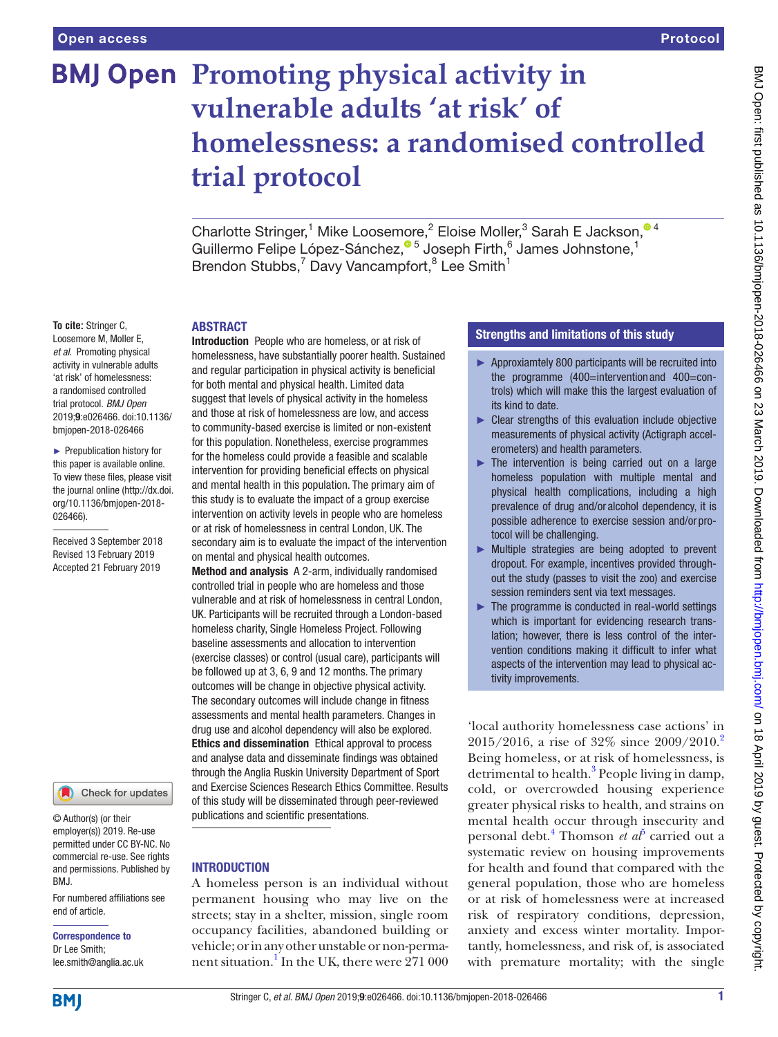Open access

Protocol

# Promoting physical activity in vulnerable adults 'at risk' of homelessness: a randomised controlled trial protocol

Charlotte Stringer,[1] Mike Loosemore,[2] Eloise Moller,[3] Sarah E Jackson,[4] Guillermo Felipe López-Sánchez,[5] Joseph Firth,[6] James Johnstone,[1] Brendon Stubbs,[7] Davy Vancampfort,[8] Lee Smith[1]

**To cite:** Stringer C, Loosemore M, Moller E, *et al*. Promoting physical activity in vulnerable adults 'at risk' of homelessness: a randomised controlled trial protocol. *BMJ Open* 2019;**9**:e026466. doi:10.1136/bmjopen-2018-026466

► Prepublication history for this paper is available online. To view these files, please visit the journal online (http://dx.doi.org/10.1136/bmjopen-2018-026466).

Received 3 September 2018
Revised 13 February 2019
Accepted 21 February 2019

© Author(s) (or their employer(s)) 2019. Re-use permitted under CC BY-NC. No commercial re-use. See rights and permissions. Published by BMJ.

For numbered affiliations see end of article.

**Correspondence to**
Dr Lee Smith;
lee.smith@anglia.ac.uk

## ABSTRACT

**Introduction** People who are homeless, or at risk of homelessness, have substantially poorer health. Sustained and regular participation in physical activity is beneficial for both mental and physical health. Limited data suggest that levels of physical activity in the homeless and those at risk of homelessness are low, and access to community-based exercise is limited or non-existent for this population. Nonetheless, exercise programmes for the homeless could provide a feasible and scalable intervention for providing beneficial effects on physical and mental health in this population. The primary aim of this study is to evaluate the impact of a group exercise intervention on activity levels in people who are homeless or at risk of homelessness in central London, UK. The secondary aim is to evaluate the impact of the intervention on mental and physical health outcomes.

**Method and analysis** A 2-arm, individually randomised controlled trial in people who are homeless and those vulnerable and at risk of homelessness in central London, UK. Participants will be recruited through a London-based homeless charity, Single Homeless Project. Following baseline assessments and allocation to intervention (exercise classes) or control (usual care), participants will be followed up at 3, 6, 9 and 12 months. The primary outcomes will be change in objective physical activity. The secondary outcomes will include change in fitness assessments and mental health parameters. Changes in drug use and alcohol dependency will also be explored.

**Ethics and dissemination** Ethical approval to process and analyse data and disseminate findings was obtained through the Anglia Ruskin University Department of Sport and Exercise Sciences Research Ethics Committee. Results of this study will be disseminated through peer-reviewed publications and scientific presentations.

### Strengths and limitations of this study

- ► Approxiamtely 800 participants will be recruited into the programme (400=intervention and 400=controls) which will make this the largest evaluation of its kind to date.
- ► Clear strengths of this evaluation include objective measurements of physical activity (Actigraph accelerometers) and health parameters.
- ► The intervention is being carried out on a large homeless population with multiple mental and physical health complications, including a high prevalence of drug and/or alcohol dependency, it is possible adherence to exercise session and/or protocol will be challenging.
- ► Multiple strategies are being adopted to prevent dropout. For example, incentives provided throughout the study (passes to visit the zoo) and exercise session reminders sent via text messages.
- ► The programme is conducted in real-world settings which is important for evidencing research translation; however, there is less control of the intervention conditions making it difficult to infer what aspects of the intervention may lead to physical activity improvements.

## INTRODUCTION

A homeless person is an individual without permanent housing who may live on the streets; stay in a shelter, mission, single room occupancy facilities, abandoned building or vehicle; or in any other unstable or non-permanent situation.[1] In the UK, there were 271 000 'local authority homelessness case actions' in 2015/2016, a rise of 32% since 2009/2010.[2] Being homeless, or at risk of homelessness, is detrimental to health.[3] People living in damp, cold, or overcrowded housing experience greater physical risks to health, and strains on mental health occur through insecurity and personal debt.[4] Thomson *et al*[5] carried out a systematic review on housing improvements for health and found that compared with the general population, those who are homeless or at risk of homelessness were at increased risk of respiratory conditions, depression, anxiety and excess winter mortality. Importantly, homelessness, and risk of, is associated with premature mortality; with the single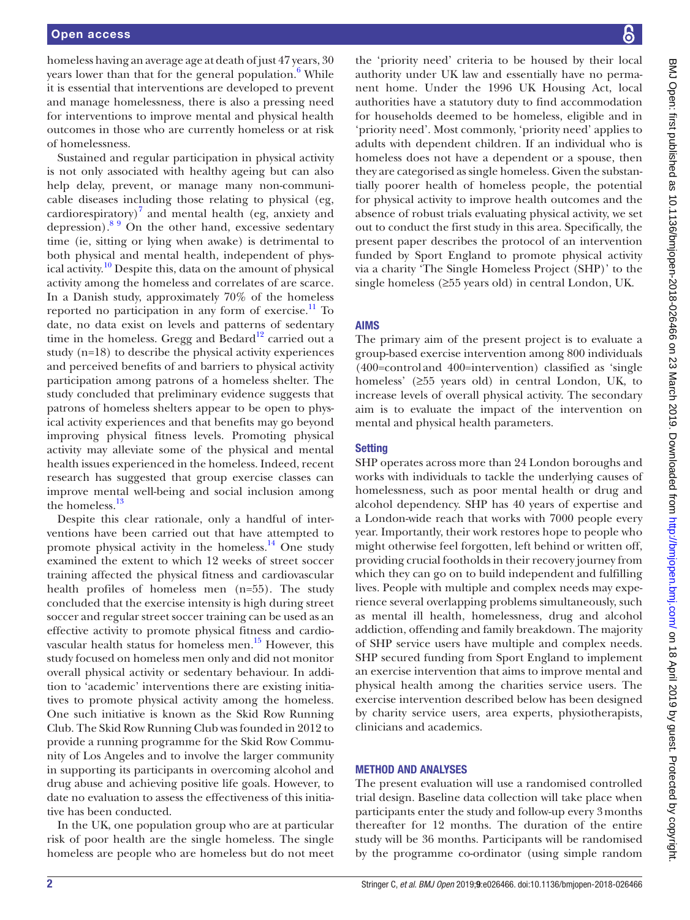homeless having an average age at death of just 47 years, 30 years lower than that for the general population.[6] While it is essential that interventions are developed to prevent and manage homelessness, there is also a pressing need for interventions to improve mental and physical health outcomes in those who are currently homeless or at risk of homelessness.

Sustained and regular participation in physical activity is not only associated with healthy ageing but can also help delay, prevent, or manage many non-communicable diseases including those relating to physical (eg, cardiorespiratory)[7] and mental health (eg, anxiety and depression).[8 9] On the other hand, excessive sedentary time (ie, sitting or lying when awake) is detrimental to both physical and mental health, independent of physical activity.[10] Despite this, data on the amount of physical activity among the homeless and correlates of are scarce. In a Danish study, approximately 70% of the homeless reported no participation in any form of exercise.[11] To date, no data exist on levels and patterns of sedentary time in the homeless. Gregg and Bedard[12] carried out a study (n=18) to describe the physical activity experiences and perceived benefits of and barriers to physical activity participation among patrons of a homeless shelter. The study concluded that preliminary evidence suggests that patrons of homeless shelters appear to be open to physical activity experiences and that benefits may go beyond improving physical fitness levels. Promoting physical activity may alleviate some of the physical and mental health issues experienced in the homeless. Indeed, recent research has suggested that group exercise classes can improve mental well-being and social inclusion among the homeless.[13]

Despite this clear rationale, only a handful of interventions have been carried out that have attempted to promote physical activity in the homeless.[14] One study examined the extent to which 12 weeks of street soccer training affected the physical fitness and cardiovascular health profiles of homeless men (n=55). The study concluded that the exercise intensity is high during street soccer and regular street soccer training can be used as an effective activity to promote physical fitness and cardiovascular health status for homeless men.[15] However, this study focused on homeless men only and did not monitor overall physical activity or sedentary behaviour. In addition to 'academic' interventions there are existing initiatives to promote physical activity among the homeless. One such initiative is known as the Skid Row Running Club. The Skid Row Running Club was founded in 2012 to provide a running programme for the Skid Row Community of Los Angeles and to involve the larger community in supporting its participants in overcoming alcohol and drug abuse and achieving positive life goals. However, to date no evaluation to assess the effectiveness of this initiative has been conducted.

In the UK, one population group who are at particular risk of poor health are the single homeless. The single homeless are people who are homeless but do not meet the 'priority need' criteria to be housed by their local authority under UK law and essentially have no permanent home. Under the 1996 UK Housing Act, local authorities have a statutory duty to find accommodation for households deemed to be homeless, eligible and in 'priority need'. Most commonly, 'priority need' applies to adults with dependent children. If an individual who is homeless does not have a dependent or a spouse, then they are categorised as single homeless. Given the substantially poorer health of homeless people, the potential for physical activity to improve health outcomes and the absence of robust trials evaluating physical activity, we set out to conduct the first study in this area. Specifically, the present paper describes the protocol of an intervention funded by Sport England to promote physical activity via a charity 'The Single Homeless Project (SHP)' to the single homeless (≥55 years old) in central London, UK.

## AIMS

The primary aim of the present project is to evaluate a group-based exercise intervention among 800 individuals (400=control and 400=intervention) classified as 'single homeless' (≥55 years old) in central London, UK, to increase levels of overall physical activity. The secondary aim is to evaluate the impact of the intervention on mental and physical health parameters.

### Setting

SHP operates across more than 24 London boroughs and works with individuals to tackle the underlying causes of homelessness, such as poor mental health or drug and alcohol dependency. SHP has 40 years of expertise and a London-wide reach that works with 7000 people every year. Importantly, their work restores hope to people who might otherwise feel forgotten, left behind or written off, providing crucial footholds in their recovery journey from which they can go on to build independent and fulfilling lives. People with multiple and complex needs may experience several overlapping problems simultaneously, such as mental ill health, homelessness, drug and alcohol addiction, offending and family breakdown. The majority of SHP service users have multiple and complex needs. SHP secured funding from Sport England to implement an exercise intervention that aims to improve mental and physical health among the charities service users. The exercise intervention described below has been designed by charity service users, area experts, physiotherapists, clinicians and academics.

## METHOD AND ANALYSES

The present evaluation will use a randomised controlled trial design. Baseline data collection will take place when participants enter the study and follow-up every 3 months thereafter for 12 months. The duration of the entire study will be 36 months. Participants will be randomised by the programme co-ordinator (using simple random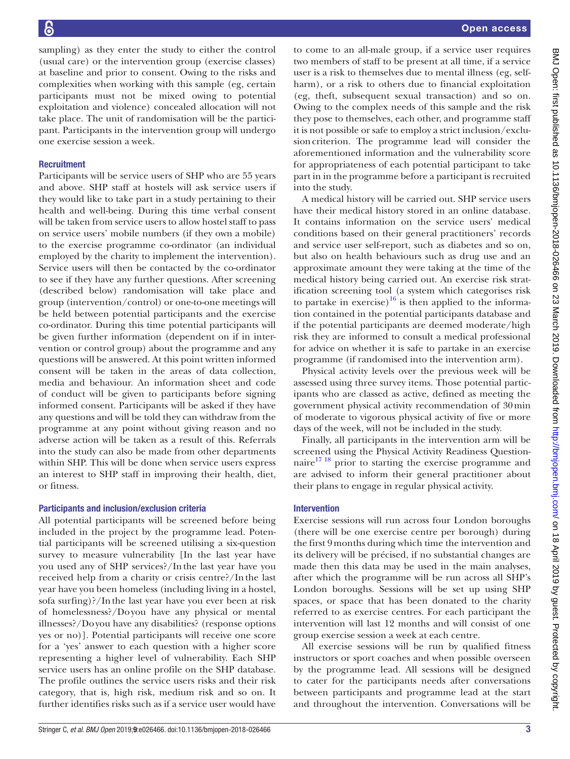sampling) as they enter the study to either the control (usual care) or the intervention group (exercise classes) at baseline and prior to consent. Owing to the risks and complexities when working with this sample (eg, certain participants must not be mixed owing to potential exploitation and violence) concealed allocation will not take place. The unit of randomisation will be the participant. Participants in the intervention group will undergo one exercise session a week.

### Recruitment

Participants will be service users of SHP who are 55 years and above. SHP staff at hostels will ask service users if they would like to take part in a study pertaining to their health and well-being. During this time verbal consent will be taken from service users to allow hostel staff to pass on service users' mobile numbers (if they own a mobile) to the exercise programme co-ordinator (an individual employed by the charity to implement the intervention). Service users will then be contacted by the co-ordinator to see if they have any further questions. After screening (described below) randomisation will take place and group (intervention/control) or one-to-one meetings will be held between potential participants and the exercise co-ordinator. During this time potential participants will be given further information (dependent on if in intervention or control group) about the programme and any questions will be answered. At this point written informed consent will be taken in the areas of data collection, media and behaviour. An information sheet and code of conduct will be given to participants before signing informed consent. Participants will be asked if they have any questions and will be told they can withdraw from the programme at any point without giving reason and no adverse action will be taken as a result of this. Referrals into the study can also be made from other departments within SHP. This will be done when service users express an interest to SHP staff in improving their health, diet, or fitness.

### Participants and inclusion/exclusion criteria

All potential participants will be screened before being included in the project by the programme lead. Potential participants will be screened utilising a six-question survey to measure vulnerability [In the last year have you used any of SHP services?/In the last year have you received help from a charity or crisis centre?/In the last year have you been homeless (including living in a hostel, sofa surfing)?/In the last year have you ever been at risk of homelessness?/Do you have any physical or mental illnesses?/Do you have any disabilities? (response options yes or no)]. Potential participants will receive one score for a 'yes' answer to each question with a higher score representing a higher level of vulnerability. Each SHP service users has an online profile on the SHP database. The profile outlines the service users risks and their risk category, that is, high risk, medium risk and so on. It further identifies risks such as if a service user would have to come to an all-male group, if a service user requires two members of staff to be present at all time, if a service user is a risk to themselves due to mental illness (eg, self-harm), or a risk to others due to financial exploitation (eg, theft, subsequent sexual transaction) and so on. Owing to the complex needs of this sample and the risk they pose to themselves, each other, and programme staff it is not possible or safe to employ a strict inclusion/exclusion criterion. The programme lead will consider the aforementioned information and the vulnerability score for appropriateness of each potential participant to take part in in the programme before a participant is recruited into the study.

A medical history will be carried out. SHP service users have their medical history stored in an online database. It contains information on the service users' medical conditions based on their general practitioners' records and service user self-report, such as diabetes and so on, but also on health behaviours such as drug use and an approximate amount they were taking at the time of the medical history being carried out. An exercise risk stratification screening tool (a system which categorises risk to partake in exercise)[16] is then applied to the information contained in the potential participants database and if the potential participants are deemed moderate/high risk they are informed to consult a medical professional for advice on whether it is safe to partake in an exercise programme (if randomised into the intervention arm).

Physical activity levels over the previous week will be assessed using three survey items. Those potential participants who are classed as active, defined as meeting the government physical activity recommendation of 30 min of moderate to vigorous physical activity of five or more days of the week, will not be included in the study.

Finally, all participants in the intervention arm will be screened using the Physical Activity Readiness Questionnaire[17,18] prior to starting the exercise programme and are advised to inform their general practitioner about their plans to engage in regular physical activity.

### Intervention

Exercise sessions will run across four London boroughs (there will be one exercise centre per borough) during the first 9 months during which time the intervention and its delivery will be précised, if no substantial changes are made then this data may be used in the main analyses, after which the programme will be run across all SHP's London boroughs. Sessions will be set up using SHP spaces, or space that has been donated to the charity referred to as exercise centres. For each participant the intervention will last 12 months and will consist of one group exercise session a week at each centre.

All exercise sessions will be run by qualified fitness instructors or sport coaches and when possible overseen by the programme lead. All sessions will be designed to cater for the participants needs after conversations between participants and programme lead at the start and throughout the intervention. Conversations will be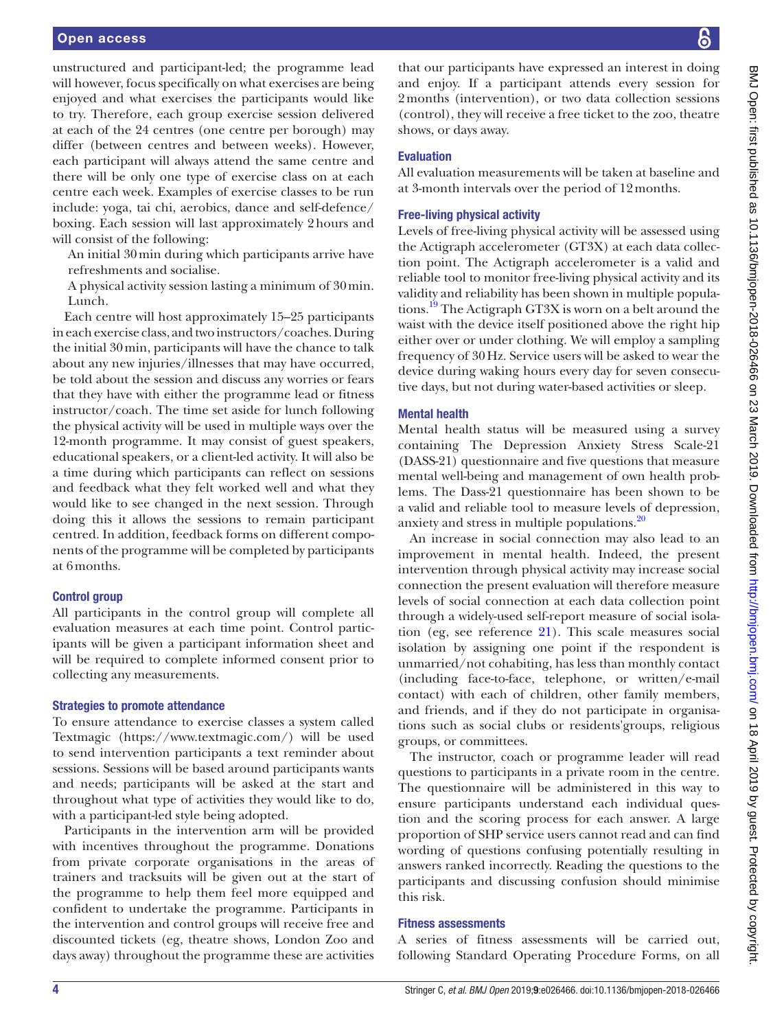unstructured and participant-led; the programme lead will however, focus specifically on what exercises are being enjoyed and what exercises the participants would like to try. Therefore, each group exercise session delivered at each of the 24 centres (one centre per borough) may differ (between centres and between weeks). However, each participant will always attend the same centre and there will be only one type of exercise class on at each centre each week. Examples of exercise classes to be run include: yoga, tai chi, aerobics, dance and self-defence/boxing. Each session will last approximately 2 hours and will consist of the following:

An initial 30 min during which participants arrive have refreshments and socialise.

A physical activity session lasting a minimum of 30 min.

Lunch.

Each centre will host approximately 15–25 participants in each exercise class, and two instructors/coaches. During the initial 30 min, participants will have the chance to talk about any new injuries/illnesses that may have occurred, be told about the session and discuss any worries or fears that they have with either the programme lead or fitness instructor/coach. The time set aside for lunch following the physical activity will be used in multiple ways over the 12-month programme. It may consist of guest speakers, educational speakers, or a client-led activity. It will also be a time during which participants can reflect on sessions and feedback what they felt worked well and what they would like to see changed in the next session. Through doing this it allows the sessions to remain participant centred. In addition, feedback forms on different components of the programme will be completed by participants at 6 months.

### Control group

All participants in the control group will complete all evaluation measures at each time point. Control participants will be given a participant information sheet and will be required to complete informed consent prior to collecting any measurements.

### Strategies to promote attendance

To ensure attendance to exercise classes a system called Textmagic (https://www.textmagic.com/) will be used to send intervention participants a text reminder about sessions. Sessions will be based around participants wants and needs; participants will be asked at the start and throughout what type of activities they would like to do, with a participant-led style being adopted.

Participants in the intervention arm will be provided with incentives throughout the programme. Donations from private corporate organisations in the areas of trainers and tracksuits will be given out at the start of the programme to help them feel more equipped and confident to undertake the programme. Participants in the intervention and control groups will receive free and discounted tickets (eg, theatre shows, London Zoo and days away) throughout the programme these are activities that our participants have expressed an interest in doing and enjoy. If a participant attends every session for 2 months (intervention), or two data collection sessions (control), they will receive a free ticket to the zoo, theatre shows, or days away.

### Evaluation

All evaluation measurements will be taken at baseline and at 3-month intervals over the period of 12 months.

### Free-living physical activity

Levels of free-living physical activity will be assessed using the Actigraph accelerometer (GT3X) at each data collection point. The Actigraph accelerometer is a valid and reliable tool to monitor free-living physical activity and its validity and reliability has been shown in multiple populations.[19] The Actigraph GT3X is worn on a belt around the waist with the device itself positioned above the right hip either over or under clothing. We will employ a sampling frequency of 30 Hz. Service users will be asked to wear the device during waking hours every day for seven consecutive days, but not during water-based activities or sleep.

### Mental health

Mental health status will be measured using a survey containing The Depression Anxiety Stress Scale-21 (DASS-21) questionnaire and five questions that measure mental well-being and management of own health problems. The Dass-21 questionnaire has been shown to be a valid and reliable tool to measure levels of depression, anxiety and stress in multiple populations.[20]

An increase in social connection may also lead to an improvement in mental health. Indeed, the present intervention through physical activity may increase social connection the present evaluation will therefore measure levels of social connection at each data collection point through a widely-used self-report measure of social isolation (eg, see reference 21). This scale measures social isolation by assigning one point if the respondent is unmarried/not cohabiting, has less than monthly contact (including face-to-face, telephone, or written/e-mail contact) with each of children, other family members, and friends, and if they do not participate in organisations such as social clubs or residents'groups, religious groups, or committees.

The instructor, coach or programme leader will read questions to participants in a private room in the centre. The questionnaire will be administered in this way to ensure participants understand each individual question and the scoring process for each answer. A large proportion of SHP service users cannot read and can find wording of questions confusing potentially resulting in answers ranked incorrectly. Reading the questions to the participants and discussing confusion should minimise this risk.

### Fitness assessments

A series of fitness assessments will be carried out, following Standard Operating Procedure Forms, on all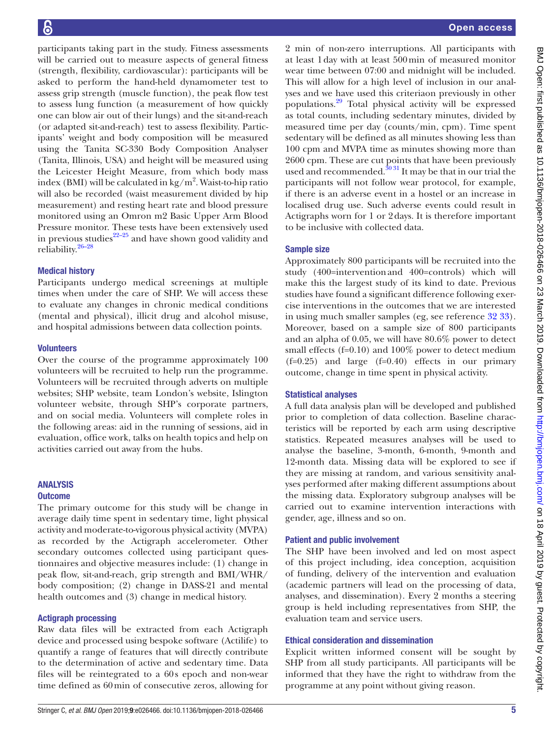participants taking part in the study. Fitness assessments will be carried out to measure aspects of general fitness (strength, flexibility, cardiovascular): participants will be asked to perform the hand-held dynamometer test to assess grip strength (muscle function), the peak flow test to assess lung function (a measurement of how quickly one can blow air out of their lungs) and the sit-and-reach (or adapted sit-and-reach) test to assess flexibility. Participants' weight and body composition will be measured using the Tanita SC-330 Body Composition Analyser (Tanita, Illinois, USA) and height will be measured using the Leicester Height Measure, from which body mass index (BMI) will be calculated in kg/m$^2$. Waist-to-hip ratio will also be recorded (waist measurement divided by hip measurement) and resting heart rate and blood pressure monitored using an Omron m2 Basic Upper Arm Blood Pressure monitor. These tests have been extensively used in previous studies[22–25] and have shown good validity and reliability.[26–28]

### Medical history

Participants undergo medical screenings at multiple times when under the care of SHP. We will access these to evaluate any changes in chronic medical conditions (mental and physical), illicit drug and alcohol misuse, and hospital admissions between data collection points.

### Volunteers

Over the course of the programme approximately 100 volunteers will be recruited to help run the programme. Volunteers will be recruited through adverts on multiple websites; SHP website, team London's website, Islington volunteer website, through SHP's corporate partners, and on social media. Volunteers will complete roles in the following areas: aid in the running of sessions, aid in evaluation, office work, talks on health topics and help on activities carried out away from the hubs.

## ANALYSIS

### Outcome

The primary outcome for this study will be change in average daily time spent in sedentary time, light physical activity and moderate-to-vigorous physical activity (MVPA) as recorded by the Actigraph accelerometer. Other secondary outcomes collected using participant questionnaires and objective measures include: (1) change in peak flow, sit-and-reach, grip strength and BMI/WHR/body composition; (2) change in DASS-21 and mental health outcomes and (3) change in medical history.

### Actigraph processing

Raw data files will be extracted from each Actigraph device and processed using bespoke software (Actilife) to quantify a range of features that will directly contribute to the determination of active and sedentary time. Data files will be reintegrated to a 60 s epoch and non-wear time defined as 60 min of consecutive zeros, allowing for 2 min of non-zero interruptions. All participants with at least 1 day with at least 500 min of measured monitor wear time between 07:00 and midnight will be included. This will allow for a high level of inclusion in our analyses and we have used this criteriaon previously in other populations.[29] Total physical activity will be expressed as total counts, including sedentary minutes, divided by measured time per day (counts/min, cpm). Time spent sedentary will be defined as all minutes showing less than 100 cpm and MVPA time as minutes showing more than 2600 cpm. These are cut points that have been previously used and recommended.[30 31] It may be that in our trial the participants will not follow wear protocol, for example, if there is an adverse event in a hostel or an increase in localised drug use. Such adverse events could result in Actigraphs worn for 1 or 2 days. It is therefore important to be inclusive with collected data.

### Sample size

Approximately 800 participants will be recruited into the study (400=intervention and 400=controls) which will make this the largest study of its kind to date. Previous studies have found a significant difference following exercise interventions in the outcomes that we are interested in using much smaller samples (eg, see reference 32 33). Moreover, based on a sample size of 800 participants and an alpha of 0.05, we will have 80.6% power to detect small effects (f=0.10) and 100% power to detect medium (f=0.25) and large (f=0.40) effects in our primary outcome, change in time spent in physical activity.

### Statistical analyses

A full data analysis plan will be developed and published prior to completion of data collection. Baseline characteristics will be reported by each arm using descriptive statistics. Repeated measures analyses will be used to analyse the baseline, 3-month, 6-month, 9-month and 12-month data. Missing data will be explored to see if they are missing at random, and various sensitivity analyses performed after making different assumptions about the missing data. Exploratory subgroup analyses will be carried out to examine intervention interactions with gender, age, illness and so on.

### Patient and public involvement

The SHP have been involved and led on most aspect of this project including, idea conception, acquisition of funding, delivery of the intervention and evaluation (academic partners will lead on the processing of data, analyses, and dissemination). Every 2 months a steering group is held including representatives from SHP, the evaluation team and service users.

### Ethical consideration and dissemination

Explicit written informed consent will be sought by SHP from all study participants. All participants will be informed that they have the right to withdraw from the programme at any point without giving reason.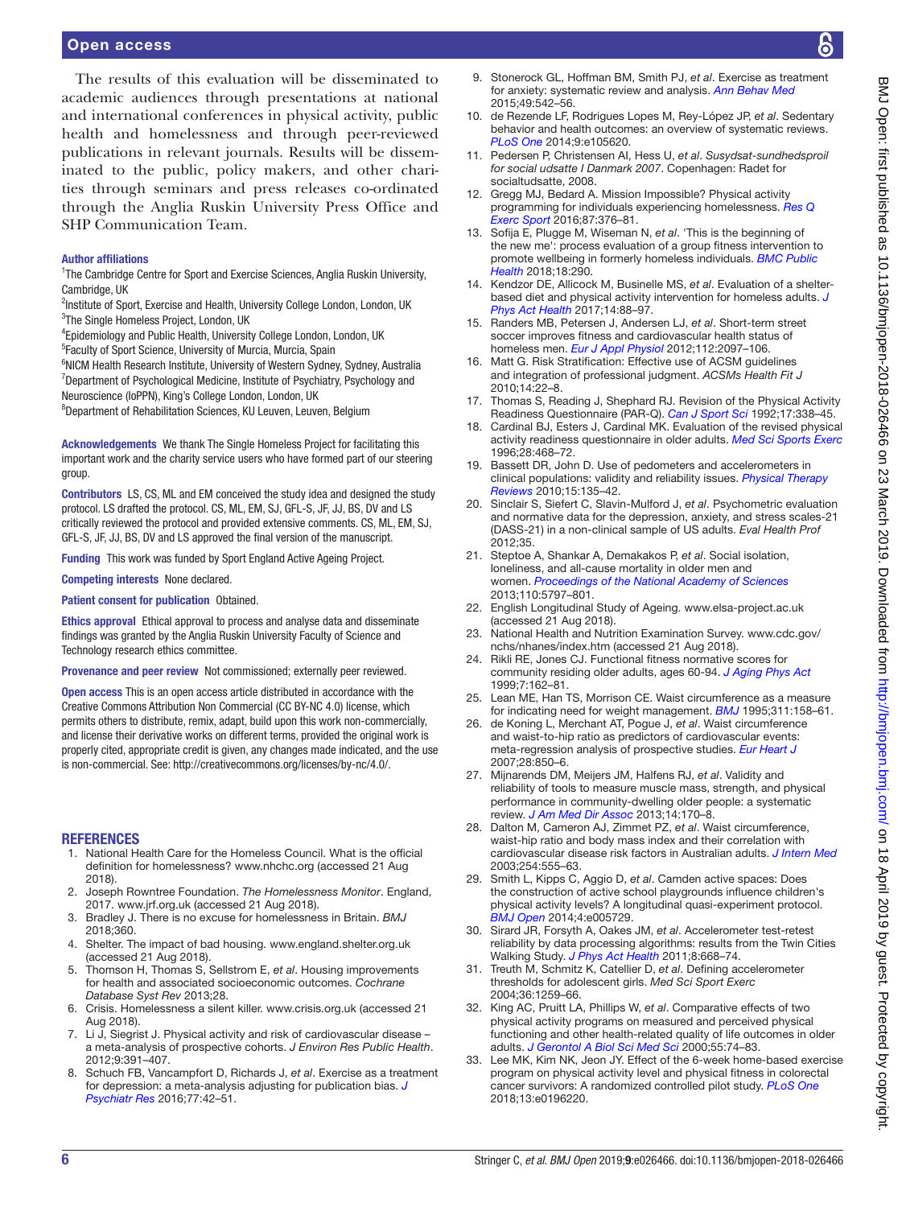The results of this evaluation will be disseminated to academic audiences through presentations at national and international conferences in physical activity, public health and homelessness and through peer-reviewed publications in relevant journals. Results will be disseminated to the public, policy makers, and other charities through seminars and press releases co-ordinated through the Anglia Ruskin University Press Office and SHP Communication Team.

**Author affiliations**

[1]The Cambridge Centre for Sport and Exercise Sciences, Anglia Ruskin University, Cambridge, UK
[2]Institute of Sport, Exercise and Health, University College London, London, UK
[3]The Single Homeless Project, London, UK
[4]Epidemiology and Public Health, University College London, London, UK
[5]Faculty of Sport Science, University of Murcia, Murcia, Spain
[6]NICM Health Research Institute, University of Western Sydney, Sydney, Australia
[7]Department of Psychological Medicine, Institute of Psychiatry, Psychology and Neuroscience (IoPPN), King's College London, London, UK
[8]Department of Rehabilitation Sciences, KU Leuven, Leuven, Belgium

**Acknowledgements** We thank The Single Homeless Project for facilitating this important work and the charity service users who have formed part of our steering group.

**Contributors** LS, CS, ML and EM conceived the study idea and designed the study protocol. LS drafted the protocol. CS, ML, EM, SJ, GFL-S, JF, JJ, BS, DV and LS critically reviewed the protocol and provided extensive comments. CS, ML, EM, SJ, GFL-S, JF, JJ, BS, DV and LS approved the final version of the manuscript.

**Funding** This work was funded by Sport England Active Ageing Project.

**Competing interests** None declared.

**Patient consent for publication** Obtained.

**Ethics approval** Ethical approval to process and analyse data and disseminate findings was granted by the Anglia Ruskin University Faculty of Science and Technology research ethics committee.

**Provenance and peer review** Not commissioned; externally peer reviewed.

**Open access** This is an open access article distributed in accordance with the Creative Commons Attribution Non Commercial (CC BY-NC 4.0) license, which permits others to distribute, remix, adapt, build upon this work non-commercially, and license their derivative works on different terms, provided the original work is properly cited, appropriate credit is given, any changes made indicated, and the use is non-commercial. See: http://creativecommons.org/licenses/by-nc/4.0/.

## REFERENCES

1. National Health Care for the Homeless Council. What is the official definition for homelessness? www.nhchc.org (accessed 21 Aug 2018).
2. Joseph Rowntree Foundation. *The Homelessness Monitor*. England, 2017. www.jrf.org.uk (accessed 21 Aug 2018).
3. Bradley J. There is no excuse for homelessness in Britain. *BMJ* 2018;360.
4. Shelter. The impact of bad housing. www.england.shelter.org.uk (accessed 21 Aug 2018).
5. Thomson H, Thomas S, Sellstrom E, *et al*. Housing improvements for health and associated socioeconomic outcomes. *Cochrane Database Syst Rev* 2013;28.
6. Crisis. Homelessness a silent killer. www.crisis.org.uk (accessed 21 Aug 2018).
7. Li J, Siegrist J. Physical activity and risk of cardiovascular disease – a meta-analysis of prospective cohorts. *J Environ Res Public Health*. 2012;9:391–407.
8. Schuch FB, Vancampfort D, Richards J, *et al*. Exercise as a treatment for depression: a meta-analysis adjusting for publication bias. *J Psychiatr Res* 2016;77:42–51.
9. Stonerock GL, Hoffman BM, Smith PJ, *et al*. Exercise as treatment for anxiety: systematic review and analysis. *Ann Behav Med* 2015;49:542–56.
10. de Rezende LF, Rodrigues Lopes M, Rey-López JP, *et al*. Sedentary behavior and health outcomes: an overview of systematic reviews. *PLoS One* 2014;9:e105620.
11. Pedersen P, Christensen AI, Hess U, *et al*. *Susydsat-sundhedsproil for social udsatte I Danmark 2007*. Copenhagen: Radet for socialtudsatte, 2008.
12. Gregg MJ, Bedard A. Mission Impossible? Physical activity programming for individuals experiencing homelessness. *Res Q Exerc Sport* 2016;87:376–81.
13. Sofija E, Plugge M, Wiseman N, *et al*. 'This is the beginning of the new me': process evaluation of a group fitness intervention to promote wellbeing in formerly homeless individuals. *BMC Public Health* 2018;18:290.
14. Kendzor DE, Allicock M, Businelle MS, *et al*. Evaluation of a shelter-based diet and physical activity intervention for homeless adults. *J Phys Act Health* 2017;14:88–97.
15. Randers MB, Petersen J, Andersen LJ, *et al*. Short-term street soccer improves fitness and cardiovascular health status of homeless men. *Eur J Appl Physiol* 2012;112:2097–106.
16. Matt G. Risk Stratification: Effective use of ACSM guidelines and integration of professional judgment. *ACSMs Health Fit J* 2010;14:22–8.
17. Thomas S, Reading J, Shephard RJ. Revision of the Physical Activity Readiness Questionnaire (PAR-Q). *Can J Sport Sci* 1992;17:338–45.
18. Cardinal BJ, Esters J, Cardinal MK. Evaluation of the revised physical activity readiness questionnaire in older adults. *Med Sci Sports Exerc* 1996;28:468–72.
19. Bassett DR, John D. Use of pedometers and accelerometers in clinical populations: validity and reliability issues. *Physical Therapy Reviews* 2010;15:135–42.
20. Sinclair S, Siefert C, Slavin-Mulford J, *et al*. Psychometric evaluation and normative data for the depression, anxiety, and stress scales-21 (DASS-21) in a non-clinical sample of US adults. *Eval Health Prof* 2012;35.
21. Steptoe A, Shankar A, Demakakos P, *et al*. Social isolation, loneliness, and all-cause mortality in older men and women. *Proceedings of the National Academy of Sciences* 2013;110:5797–801.
22. English Longitudinal Study of Ageing. www.elsa-project.ac.uk (accessed 21 Aug 2018).
23. National Health and Nutrition Examination Survey. www.cdc.gov/nchs/nhanes/index.htm (accessed 21 Aug 2018).
24. Rikli RE, Jones CJ. Functional fitness normative scores for community residing older adults, ages 60-94. *J Aging Phys Act* 1999;7:162–81.
25. Lean ME, Han TS, Morrison CE. Waist circumference as a measure for indicating need for weight management. *BMJ* 1995;311:158–61.
26. de Koning L, Merchant AT, Pogue J, *et al*. Waist circumference and waist-to-hip ratio as predictors of cardiovascular events: meta-regression analysis of prospective studies. *Eur Heart J* 2007;28:850–6.
27. Mijnarends DM, Meijers JM, Halfens RJ, *et al*. Validity and reliability of tools to measure muscle mass, strength, and physical performance in community-dwelling older people: a systematic review. *J Am Med Dir Assoc* 2013;14:170–8.
28. Dalton M, Cameron AJ, Zimmet PZ, *et al*. Waist circumference, waist-hip ratio and body mass index and their correlation with cardiovascular disease risk factors in Australian adults. *J Intern Med* 2003;254:555–63.
29. Smith L, Kipps C, Aggio D, *et al*. Camden active spaces: Does the construction of active school playgrounds influence children's physical activity levels? A longitudinal quasi-experiment protocol. *BMJ Open* 2014;4:e005729.
30. Sirard JR, Forsyth A, Oakes JM, *et al*. Accelerometer test-retest reliability by data processing algorithms: results from the Twin Cities Walking Study. *J Phys Act Health* 2011;8:668–74.
31. Treuth M, Schmitz K, Catellier D, *et al*. Defining accelerometer thresholds for adolescent girls. *Med Sci Sport Exerc* 2004;36:1259–66.
32. King AC, Pruitt LA, Phillips W, *et al*. Comparative effects of two physical activity programs on measured and perceived physical functioning and other health-related quality of life outcomes in older adults. *J Gerontol A Biol Sci Med Sci* 2000;55:74–83.
33. Lee MK, Kim NK, Jeon JY. Effect of the 6-week home-based exercise program on physical activity level and physical fitness in colorectal cancer survivors: A randomized controlled pilot study. *PLoS One* 2018;13:e0196220.